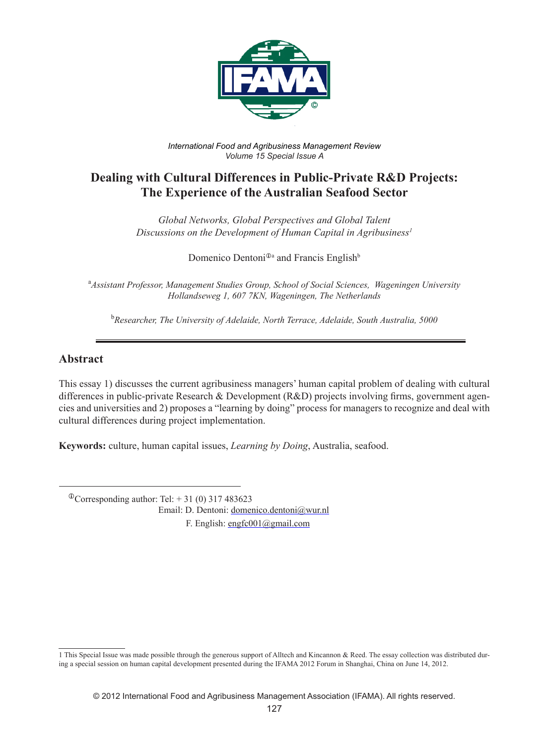*International Food and Agribusiness Management Review*
*Volume 15 Special Issue A*

# Dealing with Cultural Differences in Public-Private R&D Projects: The Experience of the Australian Seafood Sector

*Global Networks, Global Perspectives and Global Talent*
*Discussions on the Development of Human Capital in Agribusiness*[1]

Domenico Dentoni[ⓘa] and Francis English[b]

[a]*Assistant Professor, Management Studies Group, School of Social Sciences, Wageningen University Hollandseweg 1, 607 7KN, Wageningen, The Netherlands*

[b]*Researcher, The University of Adelaide, North Terrace, Adelaide, South Australia, 5000*

## Abstract

This essay 1) discusses the current agribusiness managers' human capital problem of dealing with cultural differences in public-private Research & Development (R&D) projects involving firms, government agencies and universities and 2) proposes a "learning by doing" process for managers to recognize and deal with cultural differences during project implementation.

**Keywords:** culture, human capital issues, *Learning by Doing*, Australia, seafood.

ⓘCorresponding author: Tel: + 31 (0) 317 483623
Email: D. Dentoni: domenico.dentoni@wur.nl
F. English: engfc001@gmail.com

1 This Special Issue was made possible through the generous support of Alltech and Kincannon & Reed. The essay collection was distributed during a special session on human capital development presented during the IFAMA 2012 Forum in Shanghai, China on June 14, 2012.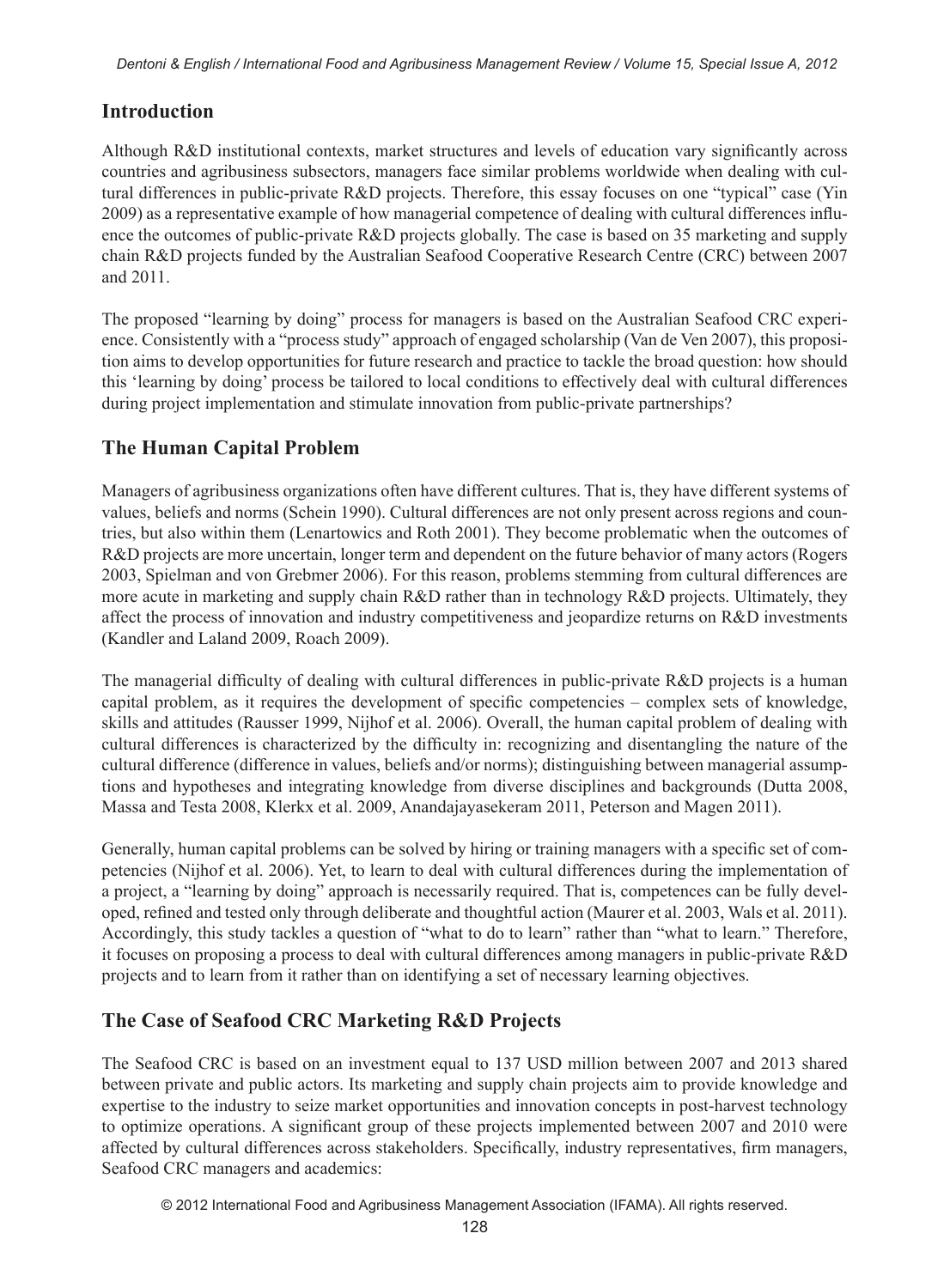## Introduction

Although R&D institutional contexts, market structures and levels of education vary significantly across countries and agribusiness subsectors, managers face similar problems worldwide when dealing with cultural differences in public-private R&D projects. Therefore, this essay focuses on one "typical" case (Yin 2009) as a representative example of how managerial competence of dealing with cultural differences influence the outcomes of public-private R&D projects globally. The case is based on 35 marketing and supply chain R&D projects funded by the Australian Seafood Cooperative Research Centre (CRC) between 2007 and 2011.

The proposed "learning by doing" process for managers is based on the Australian Seafood CRC experience. Consistently with a "process study" approach of engaged scholarship (Van de Ven 2007), this proposition aims to develop opportunities for future research and practice to tackle the broad question: how should this 'learning by doing' process be tailored to local conditions to effectively deal with cultural differences during project implementation and stimulate innovation from public-private partnerships?

## The Human Capital Problem

Managers of agribusiness organizations often have different cultures. That is, they have different systems of values, beliefs and norms (Schein 1990). Cultural differences are not only present across regions and countries, but also within them (Lenartowics and Roth 2001). They become problematic when the outcomes of R&D projects are more uncertain, longer term and dependent on the future behavior of many actors (Rogers 2003, Spielman and von Grebmer 2006). For this reason, problems stemming from cultural differences are more acute in marketing and supply chain R&D rather than in technology R&D projects. Ultimately, they affect the process of innovation and industry competitiveness and jeopardize returns on R&D investments (Kandler and Laland 2009, Roach 2009).

The managerial difficulty of dealing with cultural differences in public-private R&D projects is a human capital problem, as it requires the development of specific competencies – complex sets of knowledge, skills and attitudes (Rausser 1999, Nijhof et al. 2006). Overall, the human capital problem of dealing with cultural differences is characterized by the difficulty in: recognizing and disentangling the nature of the cultural difference (difference in values, beliefs and/or norms); distinguishing between managerial assumptions and hypotheses and integrating knowledge from diverse disciplines and backgrounds (Dutta 2008, Massa and Testa 2008, Klerkx et al. 2009, Anandajayasekeram 2011, Peterson and Magen 2011).

Generally, human capital problems can be solved by hiring or training managers with a specific set of competencies (Nijhof et al. 2006). Yet, to learn to deal with cultural differences during the implementation of a project, a "learning by doing" approach is necessarily required. That is, competences can be fully developed, refined and tested only through deliberate and thoughtful action (Maurer et al. 2003, Wals et al. 2011). Accordingly, this study tackles a question of "what to do to learn" rather than "what to learn." Therefore, it focuses on proposing a process to deal with cultural differences among managers in public-private R&D projects and to learn from it rather than on identifying a set of necessary learning objectives.

## The Case of Seafood CRC Marketing R&D Projects

The Seafood CRC is based on an investment equal to 137 USD million between 2007 and 2013 shared between private and public actors. Its marketing and supply chain projects aim to provide knowledge and expertise to the industry to seize market opportunities and innovation concepts in post-harvest technology to optimize operations. A significant group of these projects implemented between 2007 and 2010 were affected by cultural differences across stakeholders. Specifically, industry representatives, firm managers, Seafood CRC managers and academics: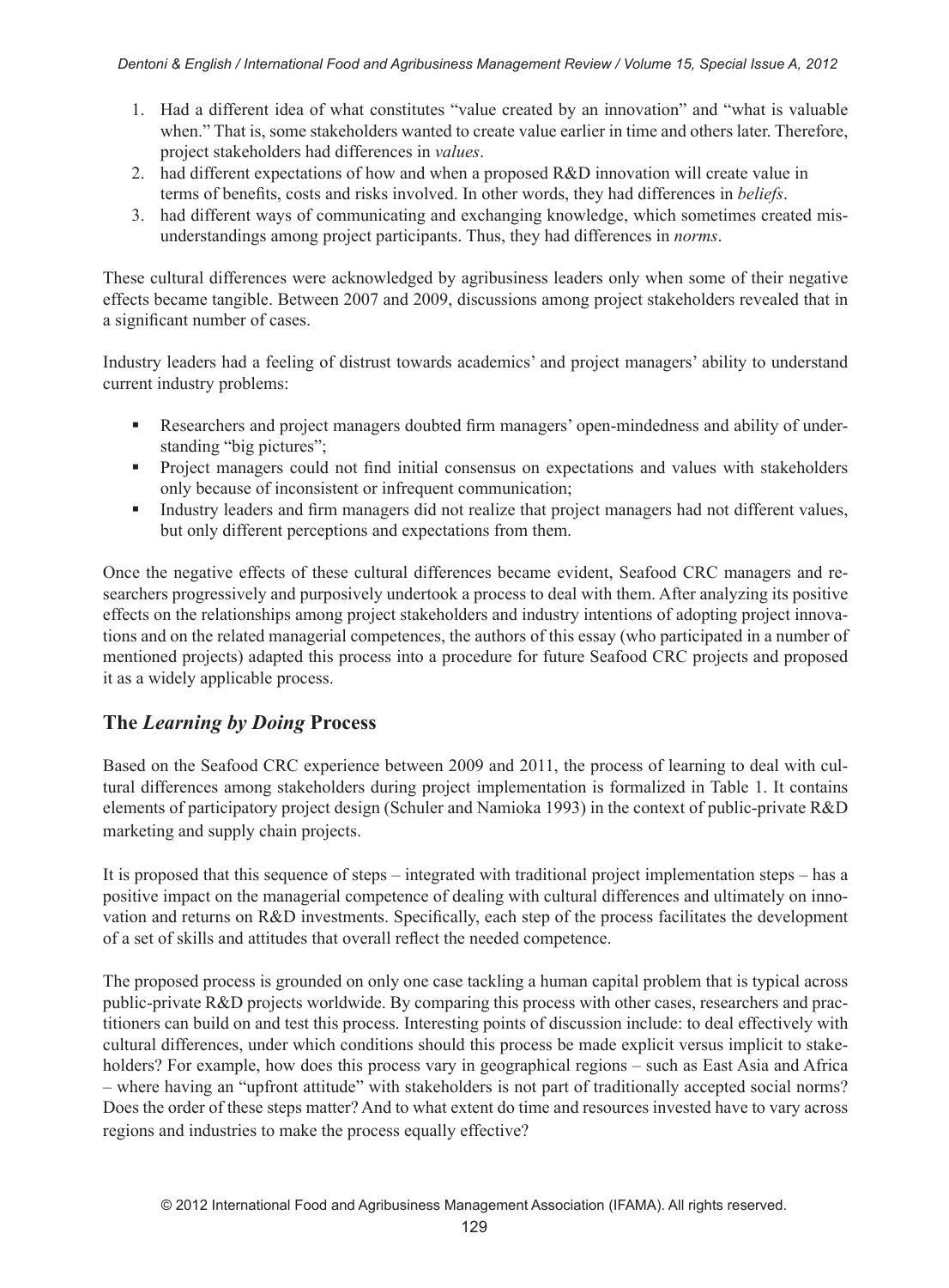1. Had a different idea of what constitutes "value created by an innovation" and "what is valuable when." That is, some stakeholders wanted to create value earlier in time and others later. Therefore, project stakeholders had differences in *values*.
2. had different expectations of how and when a proposed R&D innovation will create value in terms of benefits, costs and risks involved. In other words, they had differences in *beliefs*.
3. had different ways of communicating and exchanging knowledge, which sometimes created misunderstandings among project participants. Thus, they had differences in *norms*.

These cultural differences were acknowledged by agribusiness leaders only when some of their negative effects became tangible. Between 2007 and 2009, discussions among project stakeholders revealed that in a significant number of cases.

Industry leaders had a feeling of distrust towards academics' and project managers' ability to understand current industry problems:

- Researchers and project managers doubted firm managers' open-mindedness and ability of understanding "big pictures";
- Project managers could not find initial consensus on expectations and values with stakeholders only because of inconsistent or infrequent communication;
- Industry leaders and firm managers did not realize that project managers had not different values, but only different perceptions and expectations from them.

Once the negative effects of these cultural differences became evident, Seafood CRC managers and researchers progressively and purposively undertook a process to deal with them. After analyzing its positive effects on the relationships among project stakeholders and industry intentions of adopting project innovations and on the related managerial competences, the authors of this essay (who participated in a number of mentioned projects) adapted this process into a procedure for future Seafood CRC projects and proposed it as a widely applicable process.

## The *Learning by Doing* Process

Based on the Seafood CRC experience between 2009 and 2011, the process of learning to deal with cultural differences among stakeholders during project implementation is formalized in Table 1. It contains elements of participatory project design (Schuler and Namioka 1993) in the context of public-private R&D marketing and supply chain projects.

It is proposed that this sequence of steps – integrated with traditional project implementation steps – has a positive impact on the managerial competence of dealing with cultural differences and ultimately on innovation and returns on R&D investments. Specifically, each step of the process facilitates the development of a set of skills and attitudes that overall reflect the needed competence.

The proposed process is grounded on only one case tackling a human capital problem that is typical across public-private R&D projects worldwide. By comparing this process with other cases, researchers and practitioners can build on and test this process. Interesting points of discussion include: to deal effectively with cultural differences, under which conditions should this process be made explicit versus implicit to stakeholders? For example, how does this process vary in geographical regions – such as East Asia and Africa – where having an "upfront attitude" with stakeholders is not part of traditionally accepted social norms? Does the order of these steps matter? And to what extent do time and resources invested have to vary across regions and industries to make the process equally effective?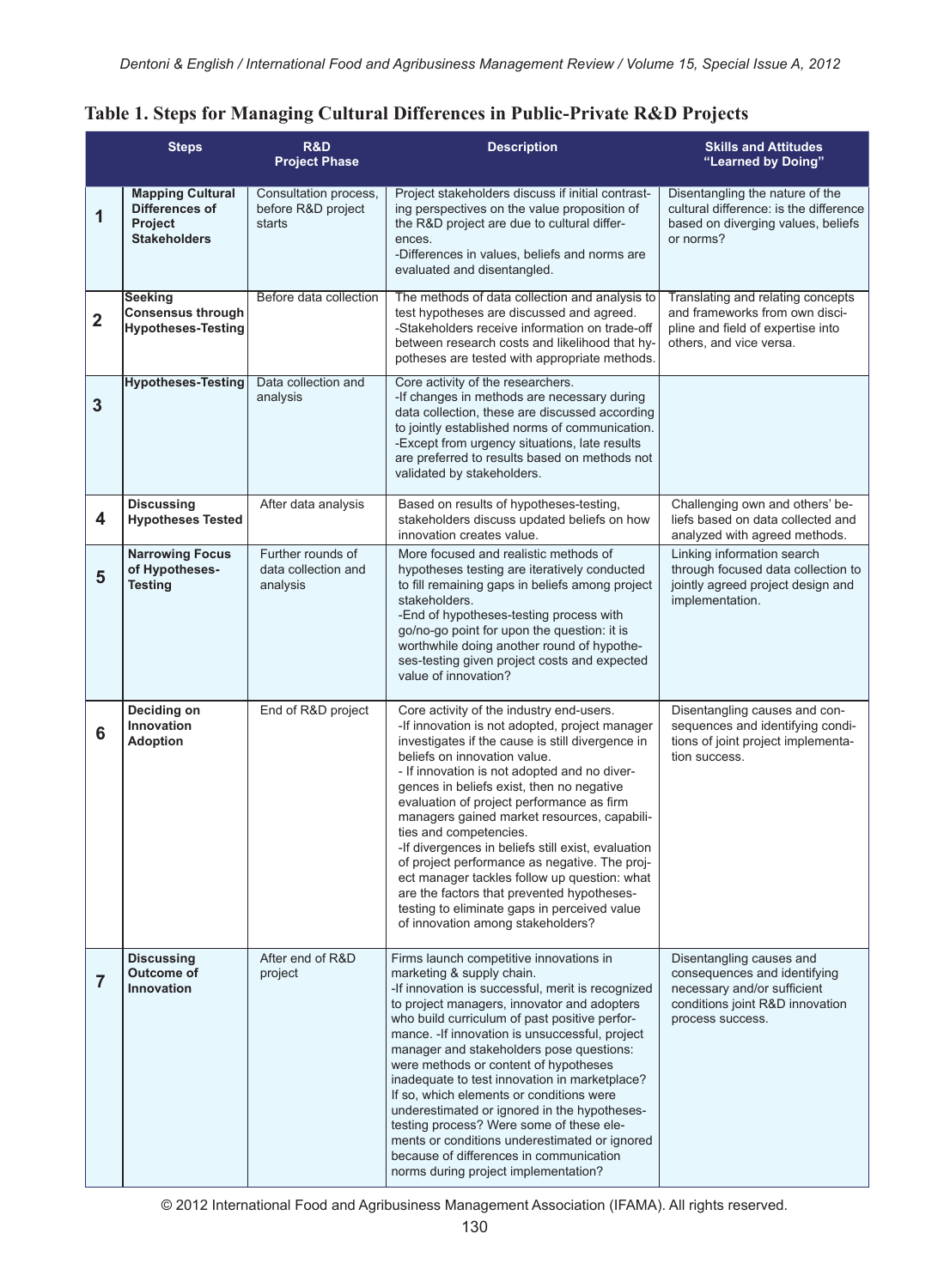**Table 1. Steps for Managing Cultural Differences in Public-Private R&D Projects**

| | Steps | R&D Project Phase | Description | Skills and Attitudes "Learned by Doing" |
|---|---|---|---|---|
| 1 | **Mapping Cultural Differences of Project Stakeholders** | Consultation process, before R&D project starts | Project stakeholders discuss if initial contrasting perspectives on the value proposition of the R&D project are due to cultural differences. -Differences in values, beliefs and norms are evaluated and disentangled. | Disentangling the nature of the cultural difference: is the difference based on diverging values, beliefs or norms? |
| 2 | **Seeking Consensus through Hypotheses-Testing** | Before data collection | The methods of data collection and analysis to test hypotheses are discussed and agreed. -Stakeholders receive information on trade-off between research costs and likelihood that hypotheses are tested with appropriate methods. | Translating and relating concepts and frameworks from own discipline and field of expertise into others, and vice versa. |
| 3 | **Hypotheses-Testing** | Data collection and analysis | Core activity of the researchers. -If changes in methods are necessary during data collection, these are discussed according to jointly established norms of communication. -Except from urgency situations, late results are preferred to results based on methods not validated by stakeholders. | |
| 4 | **Discussing Hypotheses Tested** | After data analysis | Based on results of hypotheses-testing, stakeholders discuss updated beliefs on how innovation creates value. | Challenging own and others' beliefs based on data collected and analyzed with agreed methods. |
| 5 | **Narrowing Focus of Hypotheses-Testing** | Further rounds of data collection and analysis | More focused and realistic methods of hypotheses testing are iteratively conducted to fill remaining gaps in beliefs among project stakeholders. -End of hypotheses-testing process with go/no-go point for upon the question: it is worthwhile doing another round of hypotheses-testing given project costs and expected value of innovation? | Linking information search through focused data collection to jointly agreed project design and implementation. |
| 6 | **Deciding on Innovation Adoption** | End of R&D project | Core activity of the industry end-users. -If innovation is not adopted, project manager investigates if the cause is still divergence in beliefs on innovation value. - If innovation is not adopted and no divergences in beliefs exist, then no negative evaluation of project performance as firm managers gained market resources, capabilities and competencies. -If divergences in beliefs still exist, evaluation of project performance as negative. The project manager tackles follow up question: what are the factors that prevented hypotheses-testing to eliminate gaps in perceived value of innovation among stakeholders? | Disentangling causes and consequences and identifying conditions of joint project implementation success. |
| 7 | **Discussing Outcome of Innovation** | After end of R&D project | Firms launch competitive innovations in marketing & supply chain. -If innovation is successful, merit is recognized to project managers, innovator and adopters who build curriculum of past positive performance. -If innovation is unsuccessful, project manager and stakeholders pose questions: were methods or content of hypotheses inadequate to test innovation in marketplace? If so, which elements or conditions were underestimated or ignored in the hypotheses-testing process? Were some of these elements or conditions underestimated or ignored because of differences in communication norms during project implementation? | Disentangling causes and consequences and identifying necessary and/or sufficient conditions joint R&D innovation process success. |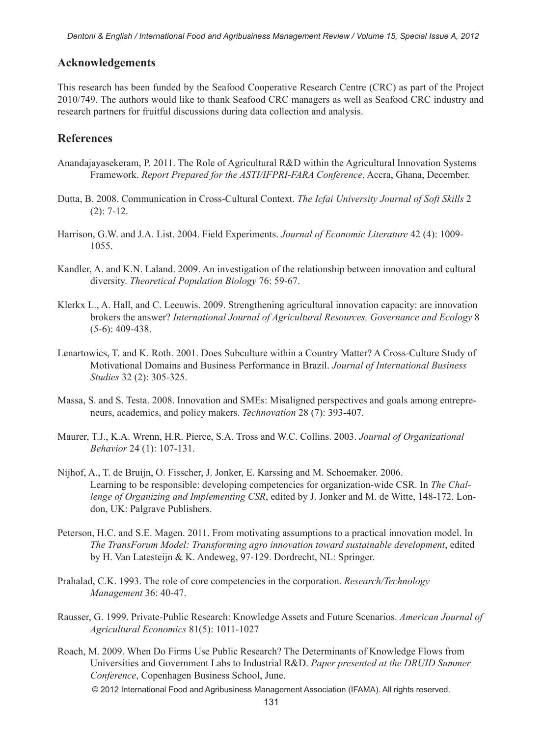## Acknowledgements

This research has been funded by the Seafood Cooperative Research Centre (CRC) as part of the Project 2010/749. The authors would like to thank Seafood CRC managers as well as Seafood CRC industry and research partners for fruitful discussions during data collection and analysis.

## References

Anandajayasekeram, P. 2011. The Role of Agricultural R&D within the Agricultural Innovation Systems Framework. *Report Prepared for the ASTI/IFPRI-FARA Conference*, Accra, Ghana, December.

Dutta, B. 2008. Communication in Cross-Cultural Context. *The Icfai University Journal of Soft Skills* 2 (2): 7-12.

Harrison, G.W. and J.A. List. 2004. Field Experiments. *Journal of Economic Literature* 42 (4): 1009-1055.

Kandler, A. and K.N. Laland. 2009. An investigation of the relationship between innovation and cultural diversity. *Theoretical Population Biology* 76: 59-67.

Klerkx L., A. Hall, and C. Leeuwis. 2009. Strengthening agricultural innovation capacity: are innovation brokers the answer? *International Journal of Agricultural Resources, Governance and Ecology* 8 (5-6): 409-438.

Lenartowics, T. and K. Roth. 2001. Does Subculture within a Country Matter? A Cross-Culture Study of Motivational Domains and Business Performance in Brazil. *Journal of International Business Studies* 32 (2): 305-325.

Massa, S. and S. Testa. 2008. Innovation and SMEs: Misaligned perspectives and goals among entrepreneurs, academics, and policy makers. *Technovation* 28 (7): 393-407.

Maurer, T.J., K.A. Wrenn, H.R. Pierce, S.A. Tross and W.C. Collins. 2003. *Journal of Organizational Behavior* 24 (1): 107-131.

Nijhof, A., T. de Bruijn, O. Fisscher, J. Jonker, E. Karssing and M. Schoemaker. 2006. Learning to be responsible: developing competencies for organization-wide CSR. In *The Challenge of Organizing and Implementing CSR*, edited by J. Jonker and M. de Witte, 148-172. London, UK: Palgrave Publishers.

Peterson, H.C. and S.E. Magen. 2011. From motivating assumptions to a practical innovation model. In *The TransForum Model: Transforming agro innovation toward sustainable development*, edited by H. Van Latesteijn & K. Andeweg, 97-129. Dordrecht, NL: Springer.

Prahalad, C.K. 1993. The role of core competencies in the corporation. *Research/Technology Management* 36: 40-47.

Rausser, G. 1999. Private-Public Research: Knowledge Assets and Future Scenarios. *American Journal of Agricultural Economics* 81(5): 1011-1027

Roach, M. 2009. When Do Firms Use Public Research? The Determinants of Knowledge Flows from Universities and Government Labs to Industrial R&D. *Paper presented at the DRUID Summer Conference*, Copenhagen Business School, June.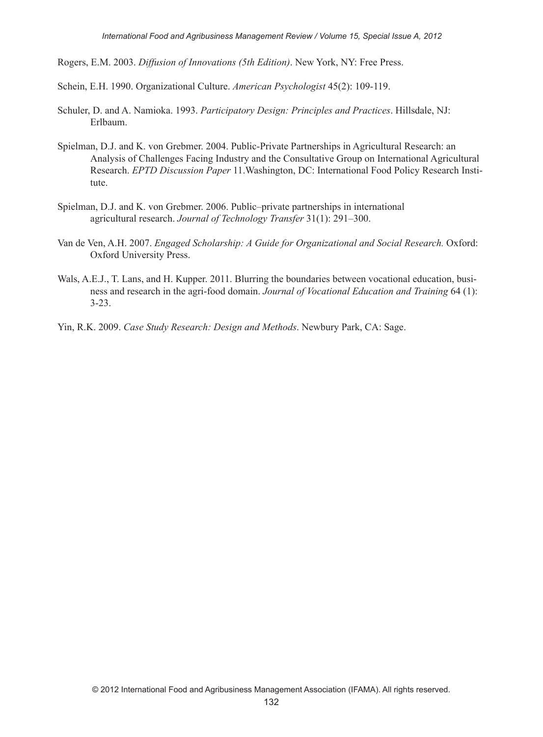Rogers, E.M. 2003. *Diffusion of Innovations (5th Edition)*. New York, NY: Free Press.

Schein, E.H. 1990. Organizational Culture. *American Psychologist* 45(2): 109-119.

Schuler, D. and A. Namioka. 1993. *Participatory Design: Principles and Practices*. Hillsdale, NJ: Erlbaum.

Spielman, D.J. and K. von Grebmer. 2004. Public-Private Partnerships in Agricultural Research: an Analysis of Challenges Facing Industry and the Consultative Group on International Agricultural Research. *EPTD Discussion Paper* 11.Washington, DC: International Food Policy Research Institute.

Spielman, D.J. and K. von Grebmer. 2006. Public–private partnerships in international agricultural research. *Journal of Technology Transfer* 31(1): 291–300.

Van de Ven, A.H. 2007. *Engaged Scholarship: A Guide for Organizational and Social Research.* Oxford: Oxford University Press.

Wals, A.E.J., T. Lans, and H. Kupper. 2011. Blurring the boundaries between vocational education, business and research in the agri-food domain. *Journal of Vocational Education and Training* 64 (1): 3-23.

Yin, R.K. 2009. *Case Study Research: Design and Methods*. Newbury Park, CA: Sage.